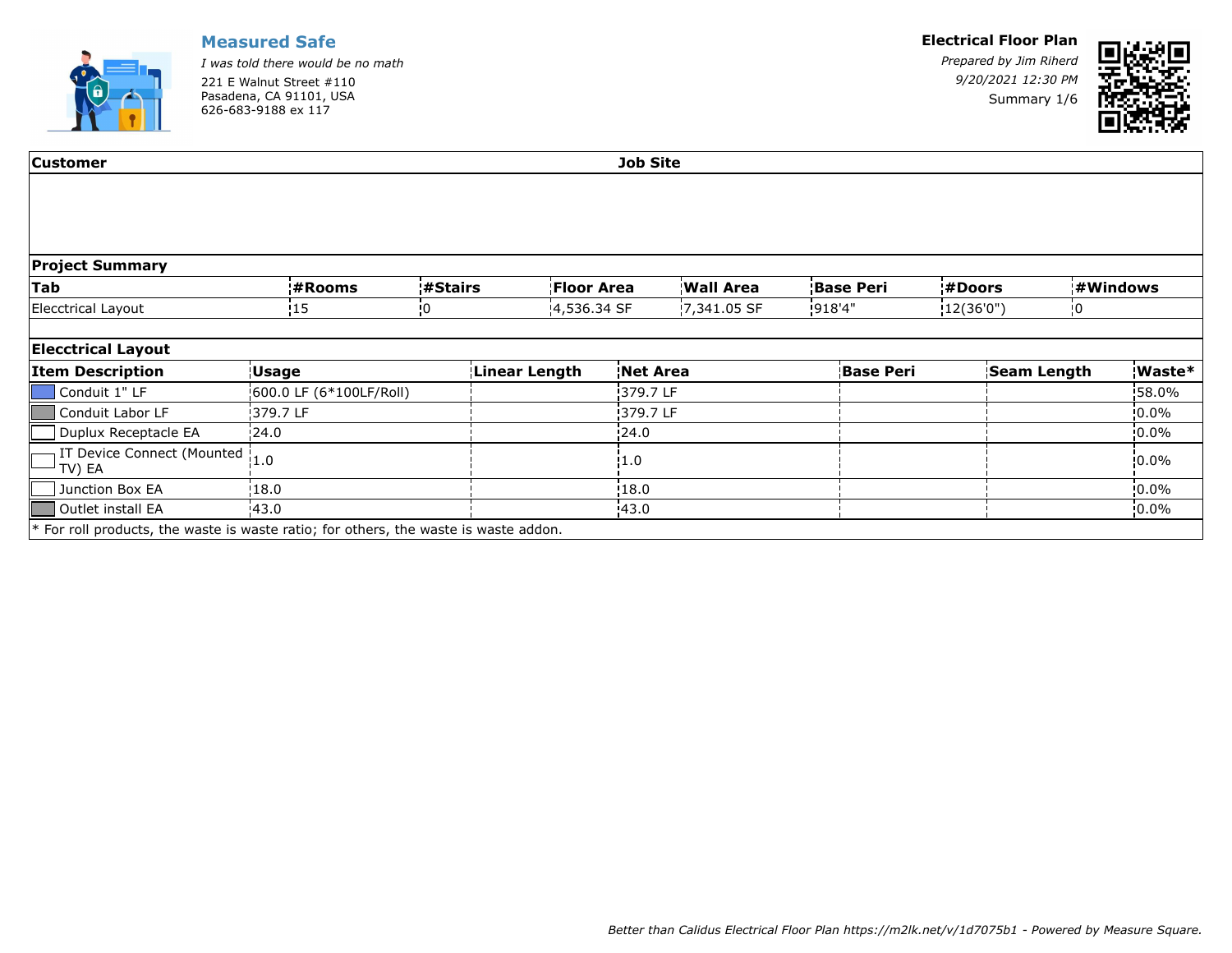**Measured Safe**

*I was told there would be no math*

221 E Walnut Street #110
Pasadena, CA 91101, USA
626-683-9188 ex 117

**Electrical Floor Plan**

*Prepared by Jim Riherd*

*9/20/2021 12:30 PM*

Summary 1/6

| Customer | Job Site |
|---|---|
| | |

**Project Summary**

| Tab | #Rooms | #Stairs | Floor Area | Wall Area | Base Peri | #Doors | #Windows |
|---|---|---|---|---|---|---|---|
| Elecctrical Layout | 15 | 0 | 4,536.34 SF | 7,341.05 SF | 918'4" | 12(36'0") | 0 |

**Elecctrical Layout**

| Item Description | Usage | Linear Length | Net Area | Base Peri | Seam Length | Waste* |
|---|---|---|---|---|---|---|
| Conduit 1" LF | 600.0 LF (6*100LF/Roll) | | 379.7 LF | | | 58.0% |
| Conduit Labor LF | 379.7 LF | | 379.7 LF | | | 0.0% |
| Duplux Receptacle EA | 24.0 | | 24.0 | | | 0.0% |
| IT Device Connect (Mounted TV) EA | 1.0 | | 1.0 | | | 0.0% |
| Junction Box EA | 18.0 | | 18.0 | | | 0.0% |
| Outlet install EA | 43.0 | | 43.0 | | | 0.0% |

* For roll products, the waste is waste ratio; for others, the waste is waste addon.

*Better than Calidus Electrical Floor Plan https://m2lk.net/v/1d7075b1 - Powered by Measure Square.*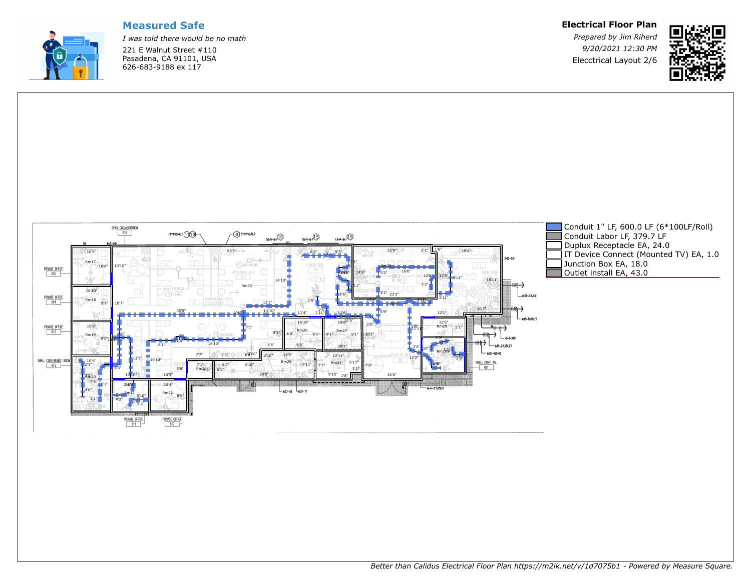## Measured Safe

*I was told there would be no math*

221 E Walnut Street #110
Pasadena, CA 91101, USA
626-683-9188 ex 117

## Electrical Floor Plan

*Prepared by Jim Riherd*
*9/20/2021 12:30 PM*
Elecctrical Layout 2/6

- Conduit 1" LF, 600.0 LF (6*100LF/Roll)
- Conduit Labor LF, 379.7 LF
- Duplex Receptacle EA, 24.0
- IT Device Connect (Mounted TV) EA, 1.0
- Junction Box EA, 18.0
- Outlet install EA, 43.0

*Better than Calidus Electrical Floor Plan https://m2lk.net/v/1d7075b1 - Powered by Measure Square.*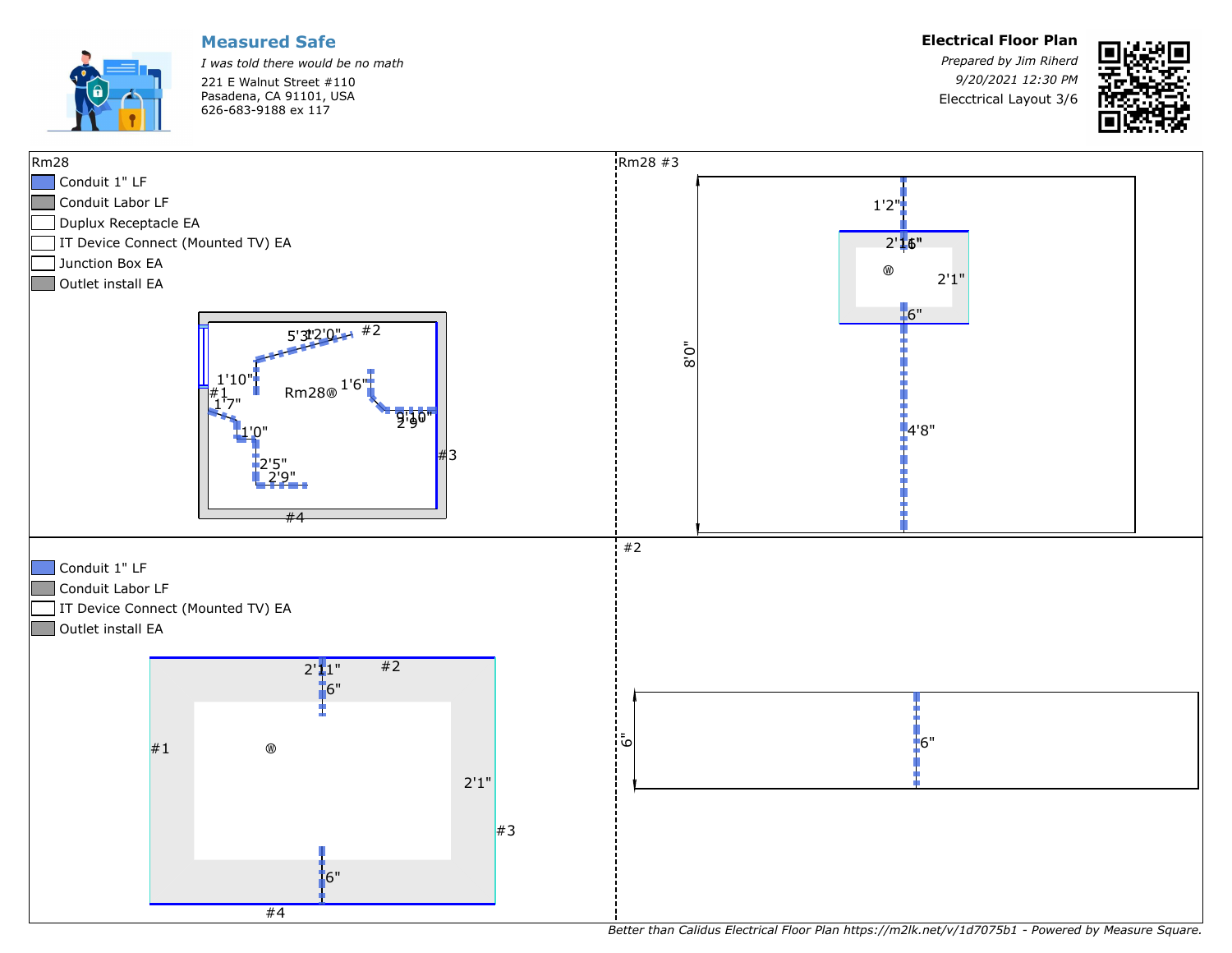**Measured Safe**

*I was told there would be no math*

221 E Walnut Street #110
Pasadena, CA 91101, USA
626-683-9188 ex 117

**Electrical Floor Plan**

*Prepared by Jim Riherd*

*9/20/2021 12:30 PM*

Elecctrical Layout 3/6

## Rm28

- Conduit 1" LF
- Conduit Labor LF
- Duplux Receptacle EA
- IT Device Connect (Mounted TV) EA
- Junction Box EA
- Outlet install EA

Rm28

5'3" 2'0" #2
1'10"
#1 1'7"
1'6"
9'10" 2'9"
1'0"
#3
2'5"
2'9"
#4

## Rm28 #3

1'2"
2'16"
2'1"
6"
8'0"
4'8"

- Conduit 1" LF
- Conduit Labor LF
- IT Device Connect (Mounted TV) EA
- Outlet install EA

2'11" #2
6"
#1
2'1"
#3
6"
#4

## #2

6"
6"

*Better than Calidus Electrical Floor Plan https://m2lk.net/v/1d7075b1 - Powered by Measure Square.*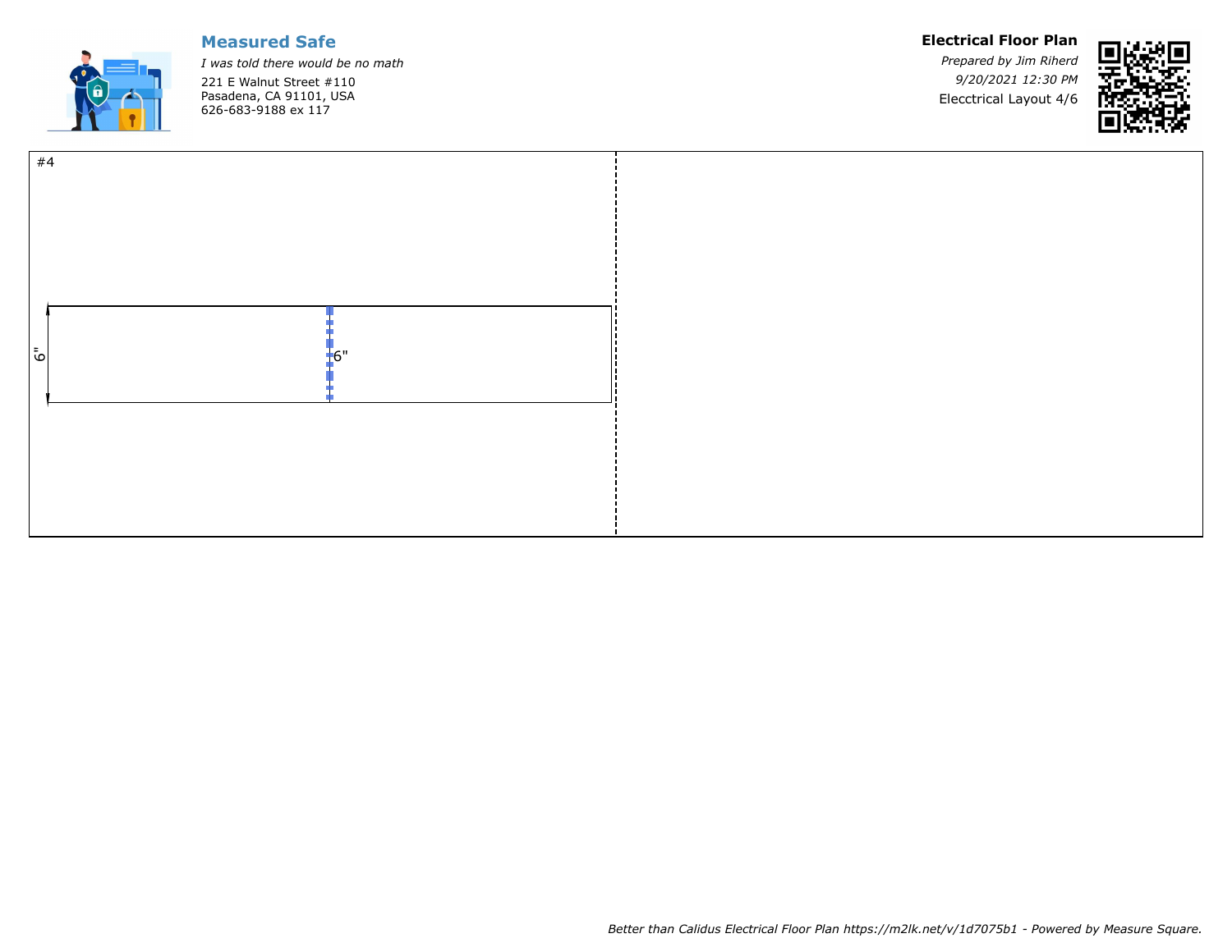**Measured Safe**

*I was told there would be no math*

221 E Walnut Street #110
Pasadena, CA 91101, USA
626-683-9188 ex 117

**Electrical Floor Plan**

*Prepared by Jim Riherd*

*9/20/2021 12:30 PM*

Elecctrical Layout 4/6

#4

6"

6"

*Better than Calidus Electrical Floor Plan https://m2lk.net/v/1d7075b1 - Powered by Measure Square.*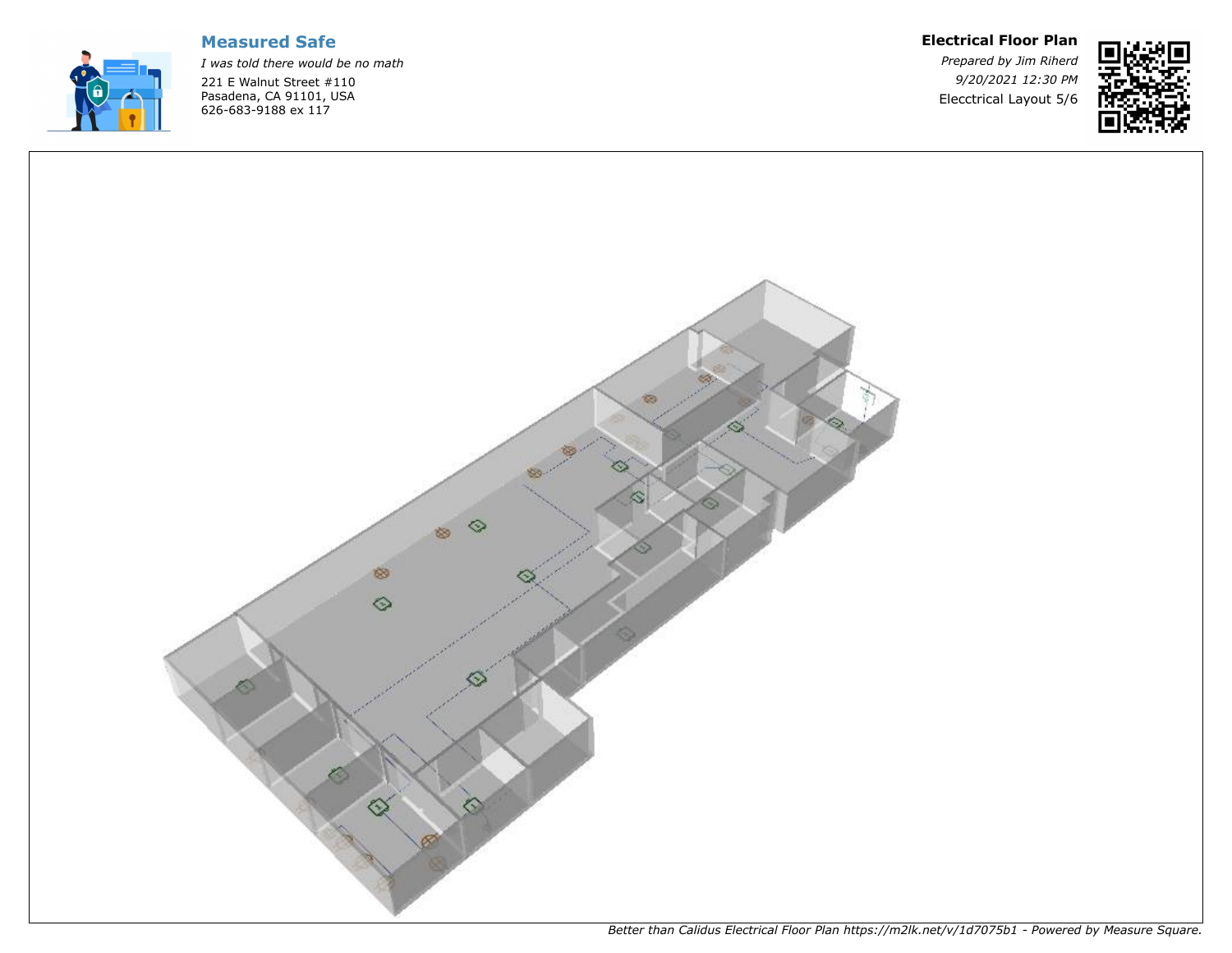**Measured Safe**

*I was told there would be no math*

221 E Walnut Street #110
Pasadena, CA 91101, USA
626-683-9188 ex 117

**Electrical Floor Plan**

*Prepared by Jim Riherd*

*9/20/2021 12:30 PM*

Elecctrical Layout 5/6

*Better than Calidus Electrical Floor Plan https://m2lk.net/v/1d7075b1 - Powered by Measure Square.*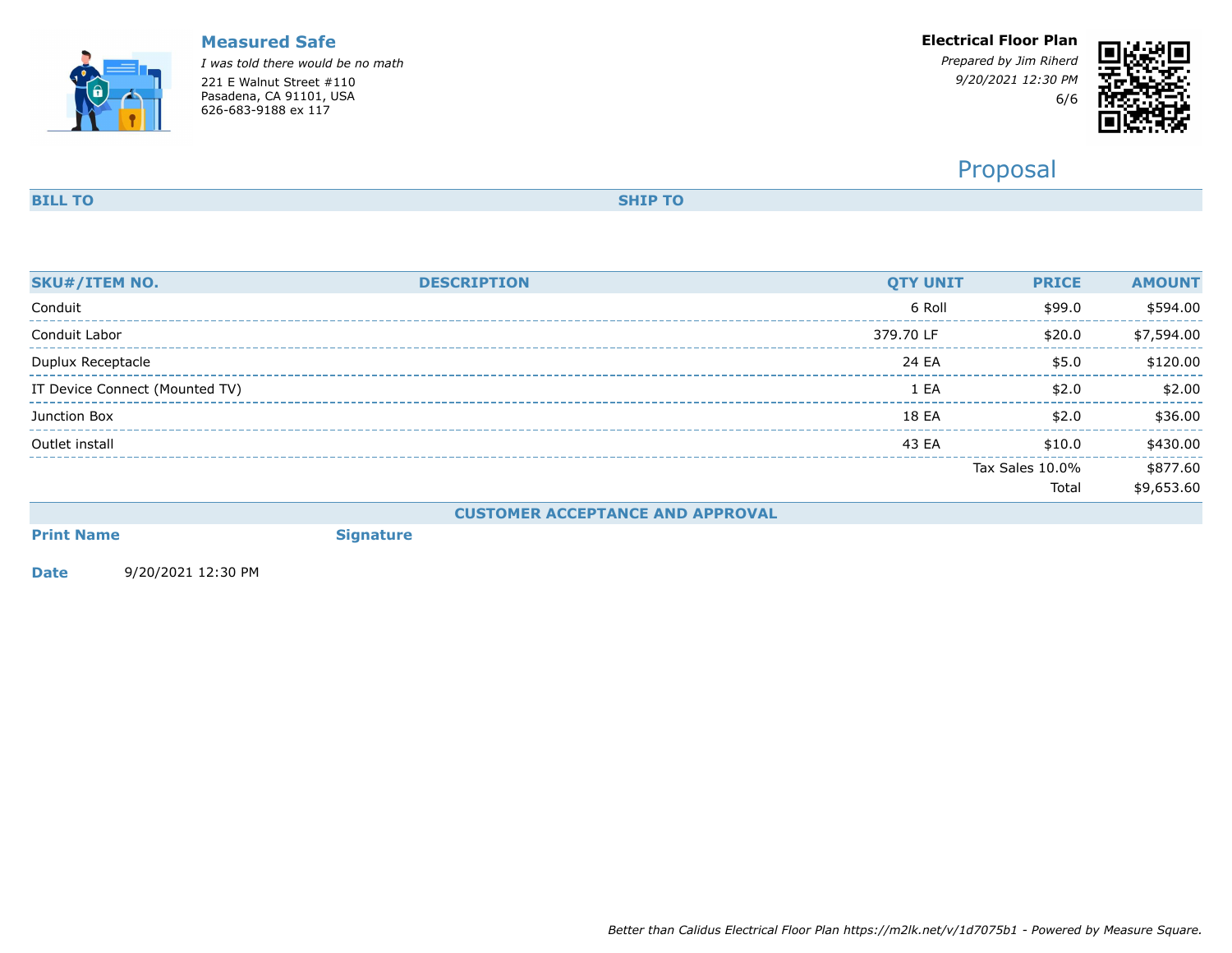**Measured Safe**

*I was told there would be no math*

221 E Walnut Street #110
Pasadena, CA 91101, USA
626-683-9188 ex 117

**Electrical Floor Plan**

*Prepared by Jim Riherd*

*9/20/2021 12:30 PM*

# Proposal

| BILL TO | SHIP TO |
|---|---|
| | |

| SKU#/ITEM NO. | DESCRIPTION | QTY UNIT | PRICE | AMOUNT |
|---|---|---|---|---|
| Conduit | | 6 Roll | $99.0 | $594.00 |
| Conduit Labor | | 379.70 LF | $20.0 | $7,594.00 |
| Duplux Receptacle | | 24 EA | $5.0 | $120.00 |
| IT Device Connect (Mounted TV) | | 1 EA | $2.0 | $2.00 |
| Junction Box | | 18 EA | $2.0 | $36.00 |
| Outlet install | | 43 EA | $10.0 | $430.00 |
| | | | Tax Sales 10.0% | $877.60 |
| | | | Total | $9,653.60 |

**CUSTOMER ACCEPTANCE AND APPROVAL**

**Print Name** **Signature**

**Date** 9/20/2021 12:30 PM

*Better than Calidus Electrical Floor Plan https://m2lk.net/v/1d7075b1 - Powered by Measure Square.*